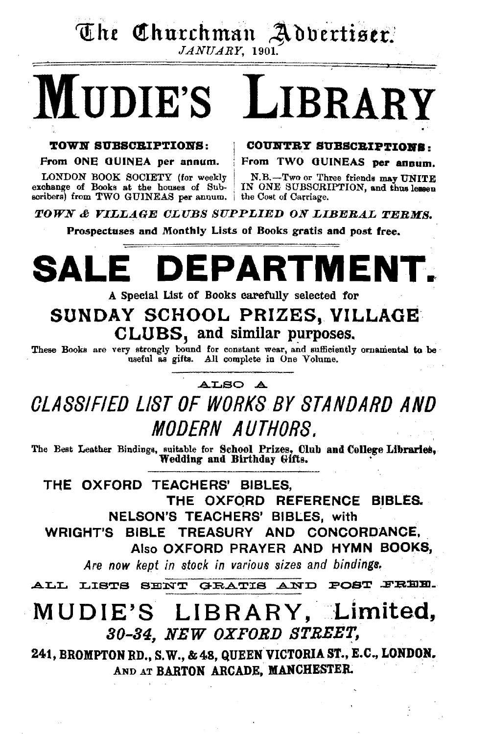# The Churchman Advertiser.

*JANUARY, 1901.*

# MUDIE'S LIBRARY

**TOWN SUBSCRIPTIONS:**

**From ONE GUINEA per annum.**

LONDON BOOK SOCIETY (for weekly exchange of Books at the houses of Subscribers) from TWO GUINEAS per annum.

**COUNTRY SUBSCRIPTIONS:**

**From TWO GUINEAS per annum.**

N.B.—Two or Three friends may UNITE IN ONE SUBSCRIPTION, and thus lessen the Cost of Carriage.

***TOWN & VILLAGE CLUBS SUPPLIED ON LIBERAL TERMS.***

**Prospectuses and Monthly Lists of Books gratis and post free.**

# SALE DEPARTMENT.

A Special List of Books carefully selected for

## SUNDAY SCHOOL PRIZES, VILLAGE CLUBS, and similar purposes.

These Books are very strongly bound for constant wear, and sufficiently ornamental to be useful as gifts. All complete in One Volume.

ALSO A

## *CLASSIFIED LIST OF WORKS BY STANDARD AND MODERN AUTHORS.*

The Best Leather Bindings, suitable for **School Prizes, Club and College Libraries, Wedding and Birthday Gifts.**

**THE OXFORD TEACHERS' BIBLES,**
**THE OXFORD REFERENCE BIBLES.**
**NELSON'S TEACHERS' BIBLES, with**
**WRIGHT'S BIBLE TREASURY AND CONCORDANCE,**
Also **OXFORD PRAYER AND HYMN BOOKS,**
*Are now kept in stock in various sizes and bindings.*

**ALL LISTS SENT GRATIS AND POST FREE.**

## MUDIE'S LIBRARY, Limited,

***30-34, NEW OXFORD STREET,***

**241, BROMPTON RD., S.W., & 48, QUEEN VICTORIA ST., E.C., LONDON.**

**AND AT BARTON ARCADE, MANCHESTER.**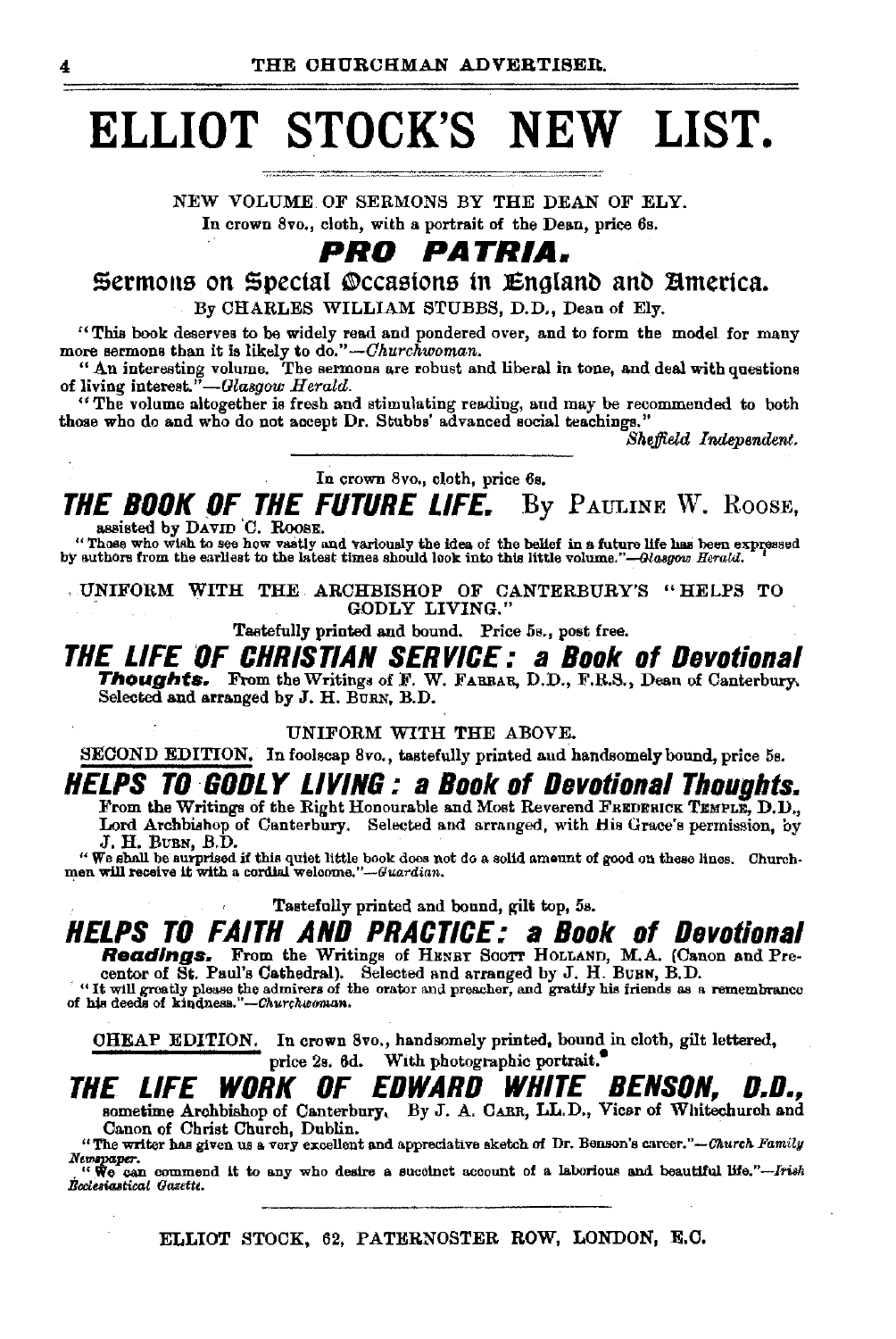# ELLIOT STOCK'S NEW LIST.

NEW VOLUME OF SERMONS BY THE DEAN OF ELY.

In crown 8vo., cloth, with a portrait of the Dean, price 6s.

## *PRO PATRIA.*

### Sermons on Special Occasions in England and America.

By CHARLES WILLIAM STUBBS, D.D., Dean of Ely.

"This book deserves to be widely read and pondered over, and to form the model for many more sermons than it is likely to do."—*Churchwoman.*

"An interesting volume. The sermons are robust and liberal in tone, and deal with questions of living interest."—*Glasgow Herald.*

"The volume altogether is fresh and stimulating reading, and may be recommended to both those who do and who do not accept Dr. Stubbs' advanced social teachings."

*Sheffield Independent.*

---

In crown 8vo., cloth, price 6s.

## *THE BOOK OF THE FUTURE LIFE.* By PAULINE W. ROOSE,

assisted by DAVID C. ROOSE.

"Those who wish to see how vastly and variously the idea of the belief in a future life has been expressed by authors from the earliest to the latest times should look into this little volume."—*Glasgow Herald.*

UNIFORM WITH THE ARCHBISHOP OF CANTERBURY'S "HELPS TO GODLY LIVING."

Tastefully printed and bound. Price 5s., post free.

## *THE LIFE OF CHRISTIAN SERVICE: a Book of Devotional Thoughts.*

From the Writings of F. W. FARRAR, D.D., F.R.S., Dean of Canterbury. Selected and arranged by J. H. BURN, B.D.

UNIFORM WITH THE ABOVE.

SECOND EDITION. In foolscap 8vo., tastefully printed and handsomely bound, price 5s.

## *HELPS TO GODLY LIVING: a Book of Devotional Thoughts.*

From the Writings of the Right Honourable and Most Reverend FREDERICK TEMPLE, D.D., Lord Archbishop of Canterbury. Selected and arranged, with His Grace's permission, by J. H. BURN, B.D.

"We shall be surprised if this quiet little book does not do a solid amount of good on these lines. Churchmen will receive it with a cordial welcome."—*Guardian.*

Tastefully printed and bound, gilt top, 5s.

## *HELPS TO FAITH AND PRACTICE: a Book of Devotional Readings.*

From the Writings of HENRY SCOTT HOLLAND, M.A. (Canon and Precentor of St. Paul's Cathedral). Selected and arranged by J. H. BURN, B.D.

"It will greatly please the admirers of the orator and preacher, and gratify his friends as a remembrance of his deeds of kindness."—*Churchwoman.*

CHEAP EDITION. In crown 8vo., handsomely printed, bound in cloth, gilt lettered, price 2s. 6d. With photographic portrait.

## *THE LIFE WORK OF EDWARD WHITE BENSON, D.D.,*

sometime Archbishop of Canterbury. By J. A. CARR, LL.D., Vicar of Whitechurch and Canon of Christ Church, Dublin.

"The writer has given us a very excellent and appreciative sketch of Dr. Benson's career."—*Church Family Newspaper.*

"We can commend it to any who desire a succinct account of a laborious and beautiful life."—*Irish Ecclesiastical Gazette.*

---

ELLIOT STOCK, 62, PATERNOSTER ROW, LONDON, E.C.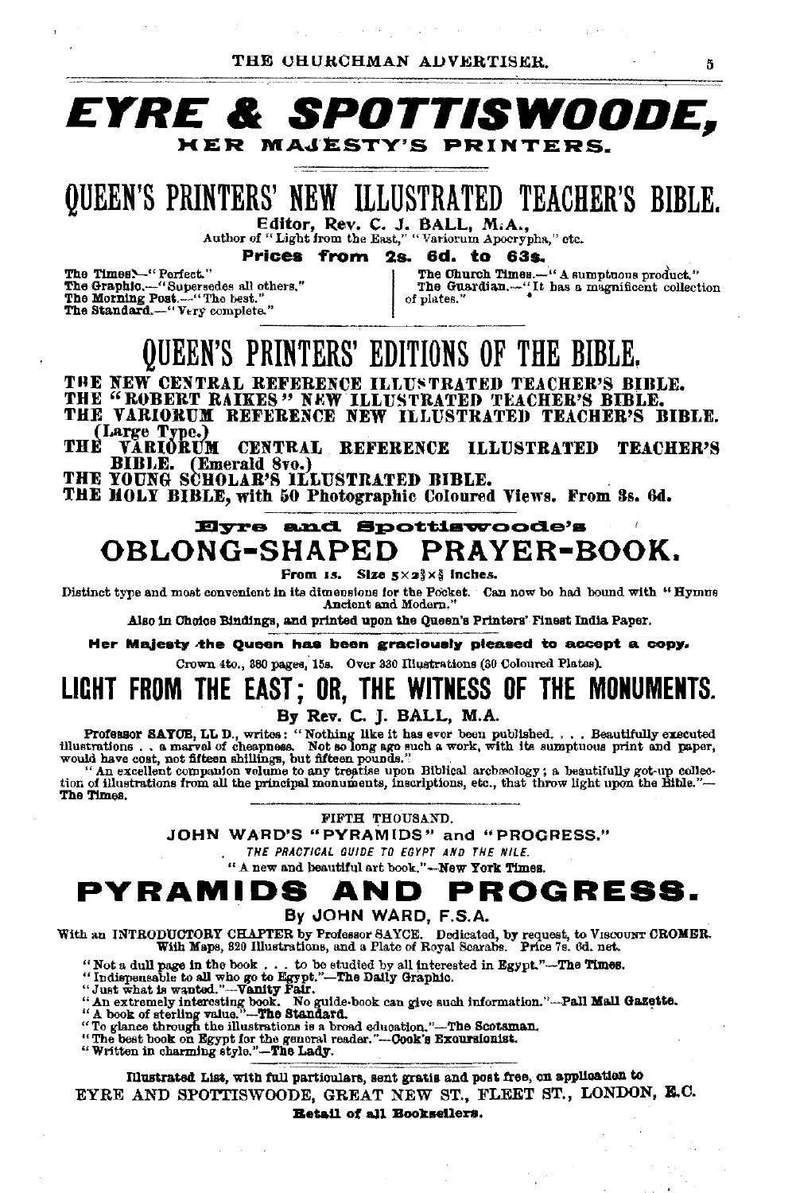# EYRE & SPOTTISWOODE,

## HER MAJESTY'S PRINTERS.

# QUEEN'S PRINTERS' NEW ILLUSTRATED TEACHER'S BIBLE.

**Editor, Rev. C. J. BALL, M.A.,**

Author of "Light from the East," "Variorum Apocrypha," etc.

**Prices from 2s. 6d. to 63s.**

The Times.—"Perfect."
The Graphic.—"Supersedes all others."
The Morning Post.—"The best."
The Standard.—"Very complete."

The Church Times.—"A sumptuous product."
The Guardian.—"It has a magnificent collection of plates."

# QUEEN'S PRINTERS' EDITIONS OF THE BIBLE.

**THE NEW CENTRAL REFERENCE ILLUSTRATED TEACHER'S BIBLE.**
**THE "ROBERT RAIKES" NEW ILLUSTRATED TEACHER'S BIBLE.**
**THE VARIORUM REFERENCE NEW ILLUSTRATED TEACHER'S BIBLE. (Large Type.)**
**THE VARIORUM CENTRAL REFERENCE ILLUSTRATED TEACHER'S BIBLE. (Emerald 8vo.)**
**THE YOUNG SCHOLAR'S ILLUSTRATED BIBLE.**
**THE HOLY BIBLE, with 50 Photographic Coloured Views. From 3s. 6d.**

### Eyre and Spottiswoode's

# OBLONG-SHAPED PRAYER-BOOK.

**From 1s. Size 5×2⅜×⅝ inches.**

Distinct type and most convenient in its dimensions for the Pocket. Can now be had bound with "Hymns Ancient and Modern."

**Also in Choice Bindings, and printed upon the Queen's Printers' Finest India Paper.**

**Her Majesty the Queen has been graciously pleased to accept a copy.**

Crown 4to., 380 pages, 15s. Over 330 Illustrations (30 Coloured Plates).

# LIGHT FROM THE EAST; OR, THE WITNESS OF THE MONUMENTS.

**By Rev. C. J. BALL, M.A.**

**Professor SAYCE, LL.D.,** writes: "Nothing like it has ever been published. . . . Beautifully executed illustrations . . a marvel of cheapness. Not so long ago such a work, with its sumptuous print and paper, would have cost, not fifteen shillings, but fifteen pounds."

"An excellent companion volume to any treatise upon Biblical archæology; a beautifully got-up collection of illustrations from all the principal monuments, inscriptions, etc., that throw light upon the Bible."—**The Times.**

FIFTH THOUSAND.

**JOHN WARD'S "PYRAMIDS" and "PROGRESS."**

*THE PRACTICAL GUIDE TO EGYPT AND THE NILE.*

"A new and beautiful art book."—**New York Times.**

# PYRAMIDS AND PROGRESS.

**By JOHN WARD, F.S.A.**

With an INTRODUCTORY CHAPTER by Professor SAYCE. Dedicated, by request, to VISCOUNT CROMER. With Maps, 320 Illustrations, and a Plate of Royal Scarabs. Price 7s. 6d. net.

"Not a dull page in the book . . . to be studied by all interested in Egypt."—**The Times.**
"Indispensable to all who go to Egypt."—**The Daily Graphic.**
"Just what is wanted."—**Vanity Fair.**
"An extremely interesting book. No guide-book can give such information."—**Pall Mall Gazette.**
"A book of sterling value."—**The Standard.**
"To glance through the illustrations is a broad education."—**The Scotsman.**
"The best book on Egypt for the general reader."—**Cook's Excursionist.**
"Written in charming style."—**The Lady.**

**Illustrated List, with full particulars, sent gratis and post free, on application to**

EYRE AND SPOTTISWOODE, GREAT NEW ST., FLEET ST., LONDON, E.C.

**Retail of all Booksellers.**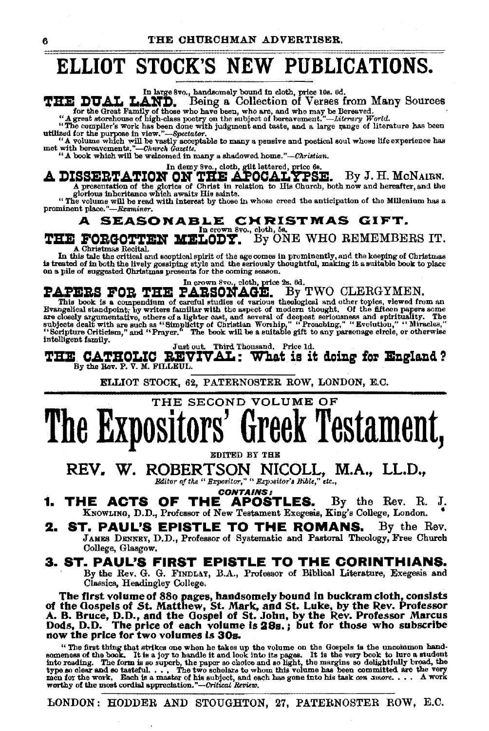# ELLIOT STOCK'S NEW PUBLICATIONS.

In large 8vo., handsomely bound in cloth, price 10s. 6d.

**THE DUAL LAND.** Being a Collection of Verses from Many Sources for the Great Family of those who have been, who are, and who may be Bereaved.

"A great storehouse of high-class poetry on the subject of bereavement."—*Literary World.*

"The compiler's work has been done with judgment and taste, and a large range of literature has been utilized for the purpose in view."—*Spectator.*

"A volume which will be vastly acceptable to many a pensive and poetical soul whose life experience has met with bereavements."—*Church Gazette.*

"A book which will be welcomed in many a shadowed home."—*Christian.*

In demy 8vo., cloth, gilt lettered, price 6s.

**A DISSERTATION ON THE APOCALYPSE.** By J. H. McNairn.

A presentation of the glories of Christ in relation to His Church, both now and hereafter, and the glorious inheritance which awaits His saints.

"The volume will be read with interest by those in whose creed the anticipation of the Millenium has a prominent place."—*Examiner.*

## A SEASONABLE CHRISTMAS GIFT.

In crown 8vo., cloth, 5s.

**THE FORGOTTEN MELODY.** By ONE WHO REMEMBERS IT.

A Christmas Recital.

In this tale the critical and sceptical spirit of the age comes in prominently, and the keeping of Christmas is treated of in both the lively gossiping style and the seriously thoughtful, making it a suitable book to place on a pile of suggested Christmas presents for the coming season.

In crown 8vo., cloth, price 2s. 6d.

**PAPERS FOR THE PARSONAGE.** By TWO CLERGYMEN.

This book is a compendium of careful studies of various theological and other topics, viewed from an Evangelical standpoint, by writers familiar with the aspect of modern thought. Of the fifteen papers some are closely argumentative, others of a lighter cast, and several of deepest seriousness and spirituality. The subjects dealt with are such as "Simplicity of Christian Worship," "Preaching," "Evolution," "Miracles," "Scripture Criticism," and "Prayer." The book will be a suitable gift to any parsonage circle, or otherwise intelligent family.

Just out. Third Thousand. Price 1d.

**THE CATHOLIC REVIVAL: What is it doing for England?**
By the Rev. P. V. M. Filleul.

ELLIOT STOCK, 62, PATERNOSTER ROW, LONDON, E.C.

---

THE SECOND VOLUME OF

# The Expositors' Greek Testament,

EDITED BY THE

## REV. W. ROBERTSON NICOLL, M.A., LL.D.,

*Editor of the "Expositor," "Expositor's Bible," etc.,*

***CONTAINS:***

1. **THE ACTS OF THE APOSTLES.** By the Rev. R. J. Knowling, D.D., Professor of New Testament Exegesis, King's College, London.
2. **ST. PAUL'S EPISTLE TO THE ROMANS.** By the Rev. James Denney, D.D., Professor of Systematic and Pastoral Theology, Free Church College, Glasgow.
3. **ST. PAUL'S FIRST EPISTLE TO THE CORINTHIANS.** By the Rev. G. G. Findlay, B.A., Professor of Biblical Literature, Exegesis and Classics, Headingley College.

**The first volume of 880 pages, handsomely bound in buckram cloth, consists of the Gospels of St. Matthew, St. Mark, and St. Luke, by the Rev. Professor A. B. Bruce, D.D., and the Gospel of St. John, by the Rev. Professor Marcus Dods, D.D. The price of each volume is 28s.; but for those who subscribe now the price for two volumes is 30s.**

"The first thing that strikes one when he takes up the volume on the Gospels is the uncommon handsomeness of the book. It is a joy to handle it and look into its pages. It is the very book to lure a student into reading. The form is so superb, the paper so choice and so light, the margins so delightfully broad, the type so clear and so tasteful. . . . The two scholars to whom this volume has been committed are the very men for the work. Each is a master of his subject, and each has gone into his task *con amore*. . . . A work worthy of the most cordial appreciation."—*Critical Review.*

LONDON: HODDER AND STOUGHTON, 27, PATERNOSTER ROW, E.C.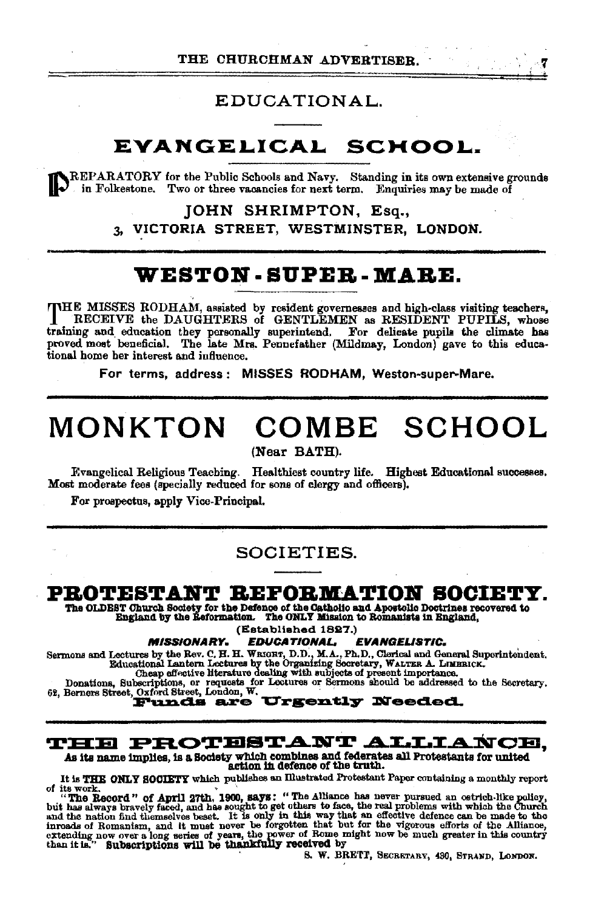## EDUCATIONAL.

### EVANGELICAL SCHOOL.

PREPARATORY for the Public Schools and Navy. Standing in its own extensive grounds in Folkestone. Two or three vacancies for next term. Enquiries may be made of

JOHN SHRIMPTON, Esq.,
3, VICTORIA STREET, WESTMINSTER, LONDON.

---

### WESTON-SUPER-MARE.

THE MISSES RODHAM, assisted by resident governesses and high-class visiting teachers, RECEIVE the DAUGHTERS of GENTLEMEN as RESIDENT PUPILS, whose training and education they personally superintend. For delicate pupils the climate has proved most beneficial. The late Mrs. Pennefather (Mildmay, London) gave to this educational home her interest and influence.

For terms, address: MISSES RODHAM, Weston-super-Mare.

---

# MONKTON COMBE SCHOOL

(Near BATH).

Evangelical Religious Teaching. Healthiest country life. Highest Educational successes. Most moderate fees (specially reduced for sons of clergy and officers).

For prospectus, apply Vice-Principal.

---

## SOCIETIES.

### PROTESTANT REFORMATION SOCIETY.

**The OLDEST Church Society for the Defence of the Catholic and Apostolic Doctrines recovered to England by the Reformation. The ONLY Mission to Romanists in England,**

(Established 1827.)

*MISSIONARY. EDUCATIONAL. EVANGELISTIC.*

Sermons and Lectures by the Rev. C. H. H. WRIGHT, D.D., M.A., Ph.D., Clerical and General Superintendent. Educational Lantern Lectures by the Organizing Secretary, WALTER A. LIMBRICK.

Cheap effective literature dealing with subjects of present importance.

Donations, Subscriptions, or requests for Lectures or Sermons should be addressed to the Secretary, 62, Berners Street, Oxford Street, London, W.

**Funds are Urgently Needed.**

---

### THE PROTESTANT ALLIANCE,

**As its name implies, is a Society which combines and federates all Protestants for united action in defence of the truth.**

It is **THE ONLY SOCIETY** which publishes an Illustrated Protestant Paper containing a monthly report of its work.

"**The Record" of April 27th, 1900, says:** "The Alliance has never pursued an ostrich-like policy, but has always bravely faced, and has sought to get others to face, the real problems with which the Church and the nation find themselves beset. It is only in this way that an effective defence can be made to the inroads of Romanism, and it must never be forgotten that but for the vigorous efforts of the Alliance, extending now over a long series of years, the power of Rome might now be much greater in this country than it is." **Subscriptions will be thankfully received by**

S. W. BRETT, SECRETARY, 430, STRAND, LONDON.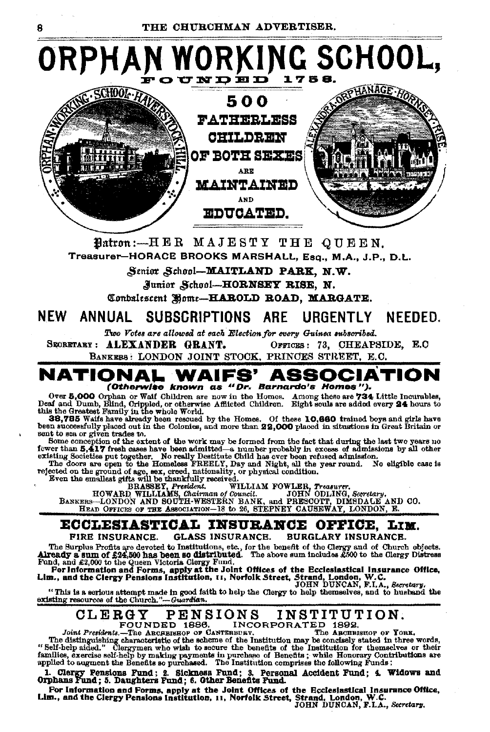# ORPHAN WORKING SCHOOL,

FOUNDED 1758.

ORPHAN WORKING SCHOOL HAVERSTOCK HILL

**500 FATHERLESS CHILDREN OF BOTH SEXES ARE MAINTAINED AND EDUCATED.**

ALEXANDRA ORPHANAGE HORNSEY RISE

Patron:—HER MAJESTY THE QUEEN.

Treasurer—HORACE BROOKS MARSHALL, Esq., M.A., J.P., D.L.

Senior School—**MAITLAND PARK, N.W.**

Junior School—**HORNSEY RISE, N.**

Convalescent Home—**HAROLD ROAD, MARGATE.**

## NEW ANNUAL SUBSCRIPTIONS ARE URGENTLY NEEDED.

*Two Votes are allowed at each Election for every Guinea subscribed.*

SECRETARY: **ALEXANDER GRANT.** OFFICES: 73, CHEAPSIDE, E.C

BANKERS: LONDON JOINT STOCK, PRINCES STREET, E.C.

---

# NATIONAL WAIFS' ASSOCIATION

***(Otherwise known as "Dr. Barnardo's Homes").***

Over **5,000** Orphan or Waif Children are now in the Homes. Among these are **734** Little Incurables, Deaf and Dumb, Blind, Crippled, or otherwise Afflicted Children. Eight souls are added every **24** hours to this the Greatest Family in the whole World.

**38,785** Waifs have already been rescued by the Homes. Of these **10,660** trained boys and girls have been successfully placed out in the Colonies, and more than **22,000** placed in situations in Great Britain or sent to sea or given trades to.

Some conception of the extent of the work may be formed from the fact that during the last two years no fewer than **5,417** fresh cases have been admitted—a number probably in excess of admissions by all other existing Societies put together. No really Destitute Child has ever been refused admission.

The doors are open to the Homeless FREELY, Day and Night, all the year round. No eligible case is rejected on the ground of age, sex, creed, nationality, or physical condition.

Even the smallest gifts will be thankfully received.

BRASSEY, *President.* WILLIAM FOWLER, *Treasurer.*

HOWARD WILLIAMS, *Chairman of Council.* JOHN ODLING, *Secretary.*

BANKERS—LONDON AND SOUTH-WESTERN BANK, and PRESCOTT, DIMSDALE AND CO.

HEAD OFFICES OF THE ASSOCIATION—18 to 26, STEPNEY CAUSEWAY, LONDON, E.

---

# ECCLESIASTICAL INSURANCE OFFICE, LIM.

FIRE INSURANCE. GLASS INSURANCE. BURGLARY INSURANCE.

The Surplus Profits are devoted to Institutions, etc., for the benefit of the Clergy and of Church objects. **Already a sum of £24,500 has been so distributed.** The above sum includes £500 to the Clergy Distress Fund, and £2,000 to the Queen Victoria Clergy Fund.

**For Information and Forms, apply at the Joint Offices of the Ecclesiastical Insurance Office, Lim., and the Clergy Pensions Institution, 11, Norfolk Street, Strand, London, W.C.**

JOHN DUNCAN, F.I.A., *Secretary.*

"This is a serious attempt made in good faith to help the Clergy to help themselves, and to husband the existing resources of the Church."—*Guardian.*

---

# CLERGY PENSIONS INSTITUTION.

FOUNDED 1886. INCORPORATED 1892.

*Joint Presidents.*—The ARCHBISHOP OF CANTERBURY. The ARCHBISHOP OF YORK.

The distinguishing characteristic of the scheme of the Institution may be concisely stated in three words, "Self-help aided." Clergymen who wish to secure the benefits of the Institution for themselves or their families, exercise self-help by making payments in purchase of Benefits; while Honorary Contributions are applied to augment the Benefits so purchased. The Institution comprises the following Funds:

**1. Clergy Pensions Fund; 2. Sickness Fund; 3. Personal Accident Fund; 4. Widows and Orphans Fund; 5. Daughters Fund; 6. Other Benefits Fund.**

**For Information and Forms, apply at the Joint Offices of the Ecclesiastical Insurance Office, Lim., and the Clergy Pensions Institution, 11, Norfolk Street, Strand, London, W.C.**

JOHN DUNCAN, F.I.A., *Secretary.*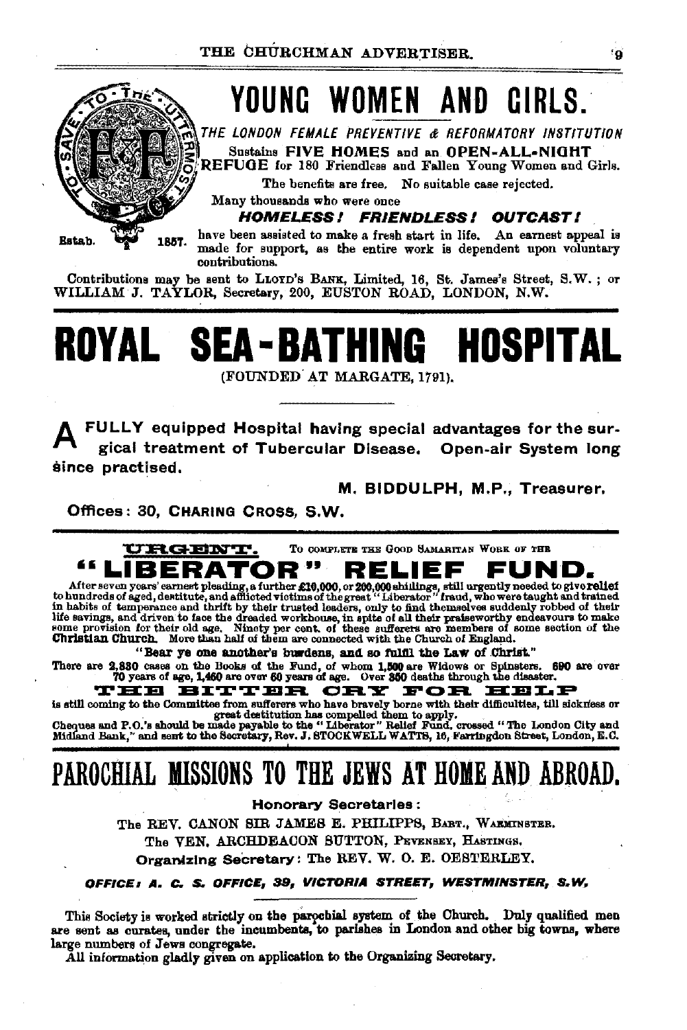# YOUNG WOMEN AND GIRLS.

*THE LONDON FEMALE PREVENTIVE & REFORMATORY INSTITUTION*

Sustains **FIVE HOMES** and an **OPEN-ALL-NIGHT REFUGE** for 180 Friendless and Fallen Young Women and Girls.

The benefits are free. No suitable case rejected.

Many thousands who were once

***HOMELESS! FRIENDLESS! OUTCAST!***

have been assisted to make a fresh start in life. An earnest appeal is made for support, as the entire work is dependent upon voluntary contributions.

Estab. 1857.

Contributions may be sent to LLOYD'S BANK, Limited, 16, St. James's Street, S.W.; or WILLIAM J. TAYLOR, Secretary, 200, EUSTON ROAD, LONDON, N.W.

---

# ROYAL SEA-BATHING HOSPITAL

(FOUNDED AT MARGATE, 1791).

**A FULLY equipped Hospital having special advantages for the surgical treatment of Tubercular Disease. Open-air System long since practised.**

**M. BIDDULPH, M.P., Treasurer.**

**Offices: 30, CHARING CROSS, S.W.**

---

**URGENT.** TO COMPLETE THE GOOD SAMARITAN WORK OF THE

# "LIBERATOR" RELIEF FUND.

After seven years' earnest pleading, a further £10,000, or 200,000 shillings, still urgently needed to give **relief** to hundreds of aged, destitute, and afflicted victims of the great "Liberator" fraud, who were taught and trained in habits of temperance and thrift by their trusted leaders, only to find themselves suddenly robbed of their life savings, and driven to face the dreaded workhouse, in spite of all their praiseworthy endeavours to make some provision for their old age. Ninety per cent. of these sufferers are members of some section of the **Christian Church.** More than half of them are connected with the Church of England.

**"Bear ye one another's burdens, and so fulfil the Law of Christ."**

There are **2,830** cases on the Books of the Fund, of whom **1,500** are Widows or Spinsters. **690** are over **70** years of age, **1,460** are over **60** years of age. Over **350** deaths through the disaster.

**THE BITTER CRY FOR HELP**

is still coming to the Committee from sufferers who have bravely borne with their difficulties, till sickness or great destitution has compelled them to apply.

Cheques and P.O.'s should be made payable to the "Liberator" Relief Fund, crossed "The London City and Midland Bank," and sent to the Secretary, Rev. J. STOCKWELL WATTS, 16, Farringdon Street, London, E.C.

---

# PAROCHIAL MISSIONS TO THE JEWS AT HOME AND ABROAD.

**Honorary Secretaries:**

The REV. CANON SIR JAMES E. PHILIPPS, BART., WARMINSTER.

The VEN. ARCHDEACON SUTTON, PEVENSEY, HASTINGS.

**Organizing Secretary:** The REV. W. O. E. OESTERLEY.

***OFFICE: A. C. S. OFFICE, 39, VICTORIA STREET, WESTMINSTER, S.W.***

This Society is worked strictly on the parochial system of the Church. Duly qualified men are sent as curates, under the incumbents, to parishes in London and other big towns, where large numbers of Jews congregate.

All information gladly given on application to the Organizing Secretary.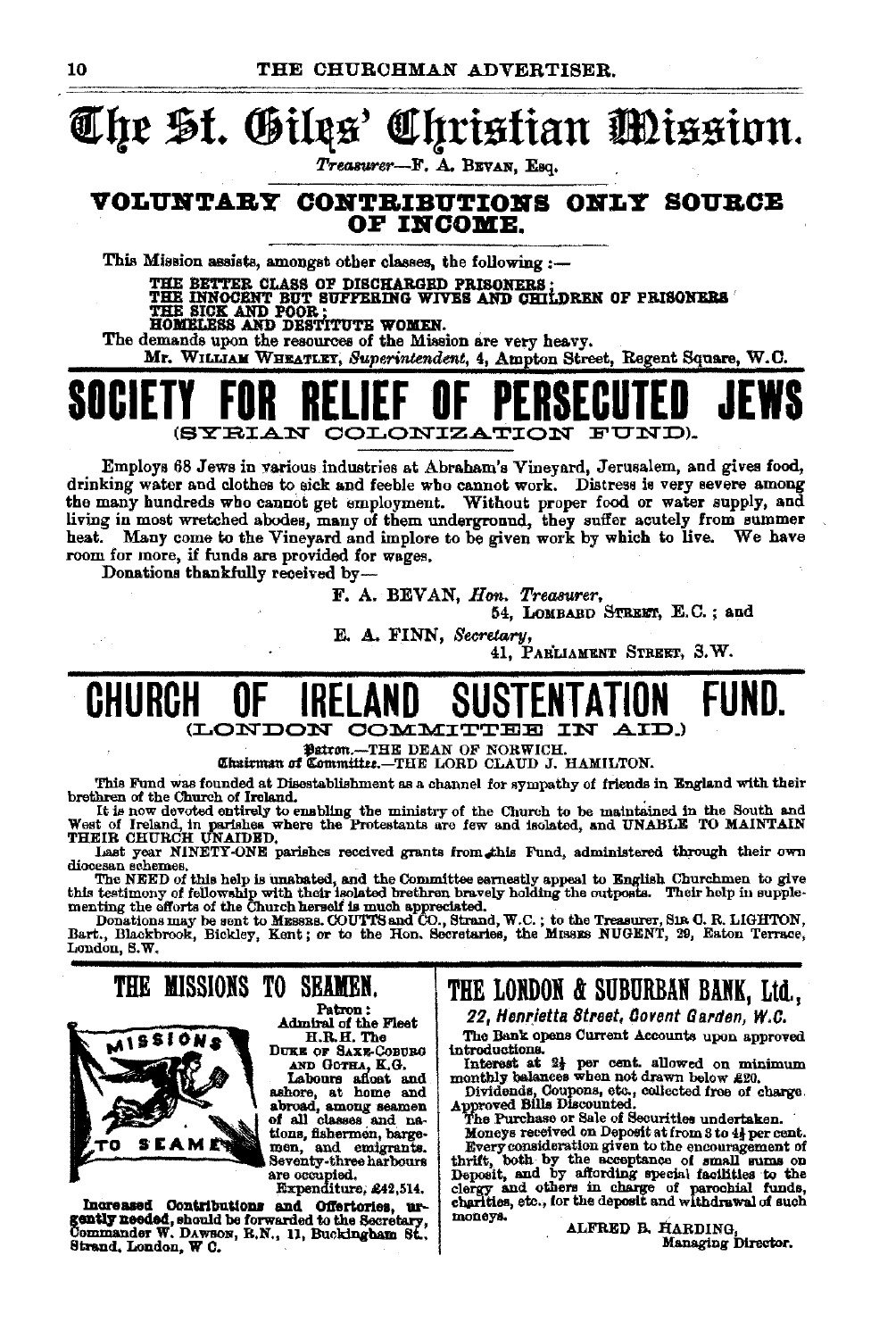# The St. Giles' Christian Mission.

*Treasurer*—F. A. BEVAN, Esq.

**VOLUNTARY CONTRIBUTIONS ONLY SOURCE OF INCOME.**

This Mission assists, amongst other classes, the following :—

THE BETTER CLASS OF DISCHARGED PRISONERS ;
THE INNOCENT BUT SUFFERING WIVES AND CHILDREN OF PRISONERS
THE SICK AND POOR ;
HOMELESS AND DESTITUTE WOMEN.

The demands upon the resources of the Mission are very heavy.

Mr. WILLIAM WHEATLEY, *Superintendent*, 4, Ampton Street, Regent Square, W.C.

# SOCIETY FOR RELIEF OF PERSECUTED JEWS

(SYRIAN COLONIZATION FUND).

Employs 68 Jews in various industries at Abraham's Vineyard, Jerusalem, and gives food, drinking water and clothes to sick and feeble who cannot work. Distress is very severe among the many hundreds who cannot get employment. Without proper food or water supply, and living in most wretched abodes, many of them underground, they suffer acutely from summer heat. Many come to the Vineyard and implore to be given work by which to live. We have room for more, if funds are provided for wages.

Donations thankfully received by—

F. A. BEVAN, *Hon. Treasurer*,
54, LOMBARD STREET, E.C. ; and

E. A. FINN, *Secretary*,
41, PARLIAMENT STREET, S.W.

# CHURCH OF IRELAND SUSTENTATION FUND.

(LONDON COMMITTEE IN AID.)

*Patron.*—THE DEAN OF NORWICH.
*Chairman of Committee.*—THE LORD CLAUD J. HAMILTON.

This Fund was founded at Disestablishment as a channel for sympathy of friends in England with their brethren of the Church of Ireland.

It is now devoted entirely to enabling the ministry of the Church to be maintained in the South and West of Ireland, in parishes where the Protestants are few and isolated, and UNABLE TO MAINTAIN THEIR CHURCH UNAIDED.

Last year NINETY-ONE parishes received grants from this Fund, administered through their own diocesan schemes.

The NEED of this help is unabated, and the Committee earnestly appeal to English Churchmen to give this testimony of fellowship with their isolated brethren bravely holding the outposts. Their help in supplementing the efforts of the Church herself is much appreciated.

Donations may be sent to MESSRS. COUTTS and CO., Strand, W.C. ; to the Treasurer, SIR C. R. LIGHTON, Bart., Blackbrook, Bickley, Kent; or to the Hon. Secretaries, the MISSES NUGENT, 29, Eaton Terrace, London, S.W.

## THE MISSIONS TO SEAMEN.

**Patron:**
Admiral of the Fleet
H.R.H. The
DUKE OF SAXE-COBURG AND GOTHA, K.G.

Labours afloat and ashore, at home and abroad, among seamen of all classes and nations, fishermen, bargemen, and emigrants. Seventy-three harbours are occupied.

Expenditure, £42,514.

**Increased Contributions and Offertories, urgently needed,** should be forwarded to the Secretary, Commander W. DAWSON, R.N., 11, Buckingham St., Strand, London, W.C.

## THE LONDON & SUBURBAN BANK, Ltd.,

*22, Henrietta Street, Covent Garden, W.C.*

The Bank opens Current Accounts upon approved introductions.

Interest at 2½ per cent. allowed on minimum monthly balances when not drawn below £20.

Dividends, Coupons, etc., collected free of charge.

Approved Bills Discounted.

The Purchase or Sale of Securities undertaken.

Moneys received on Deposit at from 3 to 4½ per cent.

Every consideration given to the encouragement of thrift, both by the acceptance of small sums on Deposit, and by affording special facilities to the clergy and others in charge of parochial funds, charities, etc., for the deposit and withdrawal of such moneys.

ALFRED B. HARDING,
Managing Director.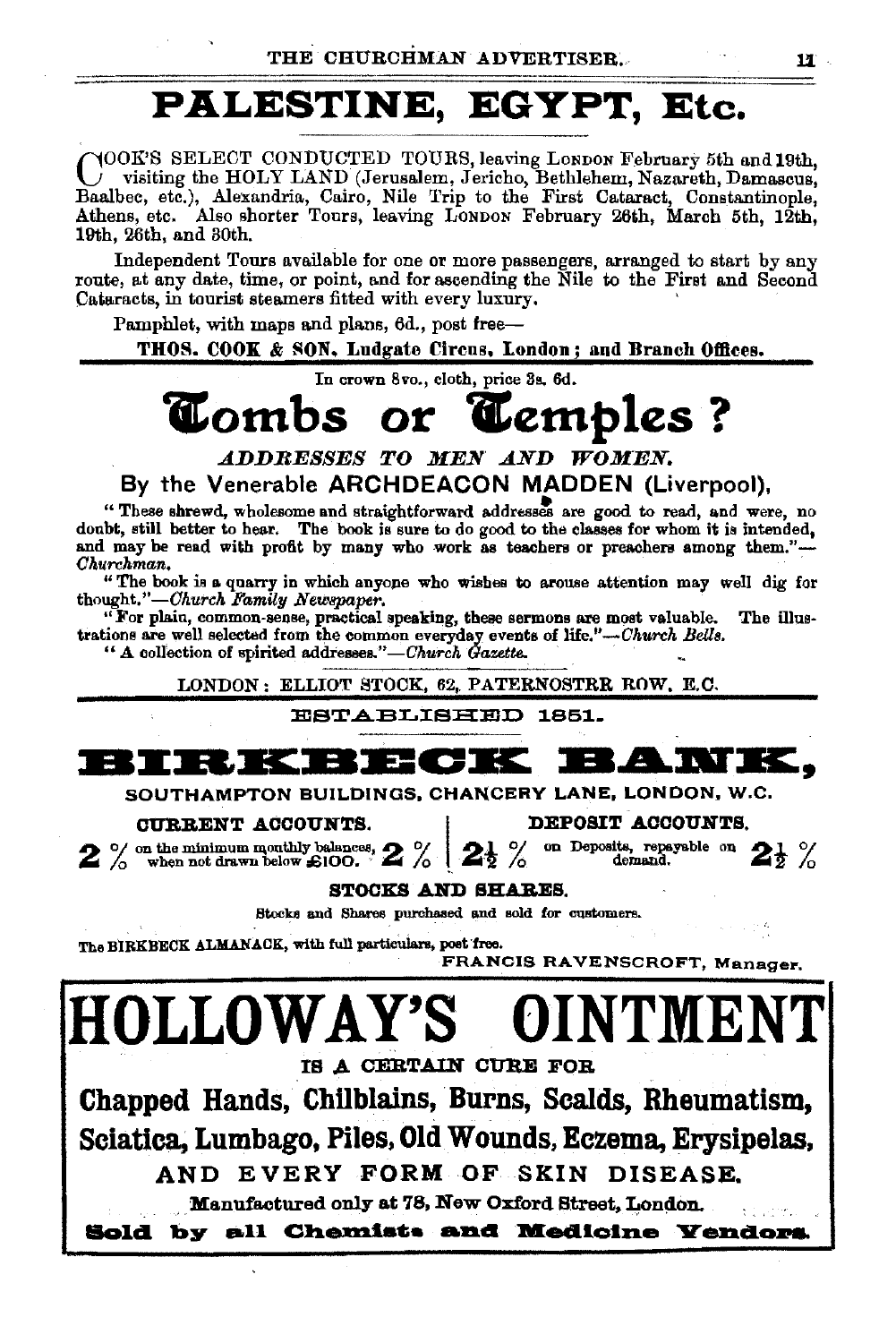# PALESTINE, EGYPT, Etc.

COOK'S SELECT CONDUCTED TOURS, leaving LONDON February 5th and 19th, visiting the HOLY LAND (Jerusalem, Jericho, Bethlehem, Nazareth, Damascus, Baalbec, etc.), Alexandria, Cairo, Nile Trip to the First Cataract, Constantinople, Athens, etc. Also shorter Tours, leaving LONDON February 26th, March 5th, 12th, 19th, 26th, and 30th.

Independent Tours available for one or more passengers, arranged to start by any route, at any date, time, or point, and for ascending the Nile to the First and Second Cataracts, in tourist steamers fitted with every luxury.

Pamphlet, with maps and plans, 6d., post free—

**THOS. COOK & SON, Ludgate Circus, London; and Branch Offices.**

---

In crown 8vo., cloth, price 3s. 6d.

# Tombs or Temples?

*ADDRESSES TO MEN AND WOMEN.*

## By the Venerable ARCHDEACON MADDEN (Liverpool),

"These shrewd, wholesome and straightforward addresses are good to read, and were, no doubt, still better to hear. The book is sure to do good to the classes for whom it is intended, and may be read with profit by many who work as teachers or preachers among them."—*Churchman.*

"The book is a quarry in which anyone who wishes to arouse attention may well dig for thought."—*Church Family Newspaper.*

"For plain, common-sense, practical speaking, these sermons are most valuable. The illustrations are well selected from the common everyday events of life."—*Church Bells.*

"A collection of spirited addresses."—*Church Gazette.*

LONDON: ELLIOT STOCK, 62, PATERNOSTRR ROW, E.C.

---

ESTABLISHED 1851.

# BIRKBECK BANK,

SOUTHAMPTON BUILDINGS, CHANCERY LANE, LONDON, W.C.

| CURRENT ACCOUNTS. | DEPOSIT ACCOUNTS. |
|---|---|
| **2 %** on the minimum monthly balances, when not drawn below £100. **2 %** | **2½ %** on Deposits, repayable on demand. **2½ %** |

**STOCKS AND SHARES.**

Stocks and Shares purchased and sold for customers.

The BIRKBECK ALMANACK, with full particulars, post free.

FRANCIS RAVENSCROFT, Manager.

---

# HOLLOWAY'S OINTMENT

IS A CERTAIN CURE FOR

## Chapped Hands, Chilblains, Burns, Scalds, Rheumatism, Sciatica, Lumbago, Piles, Old Wounds, Eczema, Erysipelas,

AND EVERY FORM OF SKIN DISEASE.

Manufactured only at 78, New Oxford Street, London.

**Sold by all Chemists and Medicine Vendors.**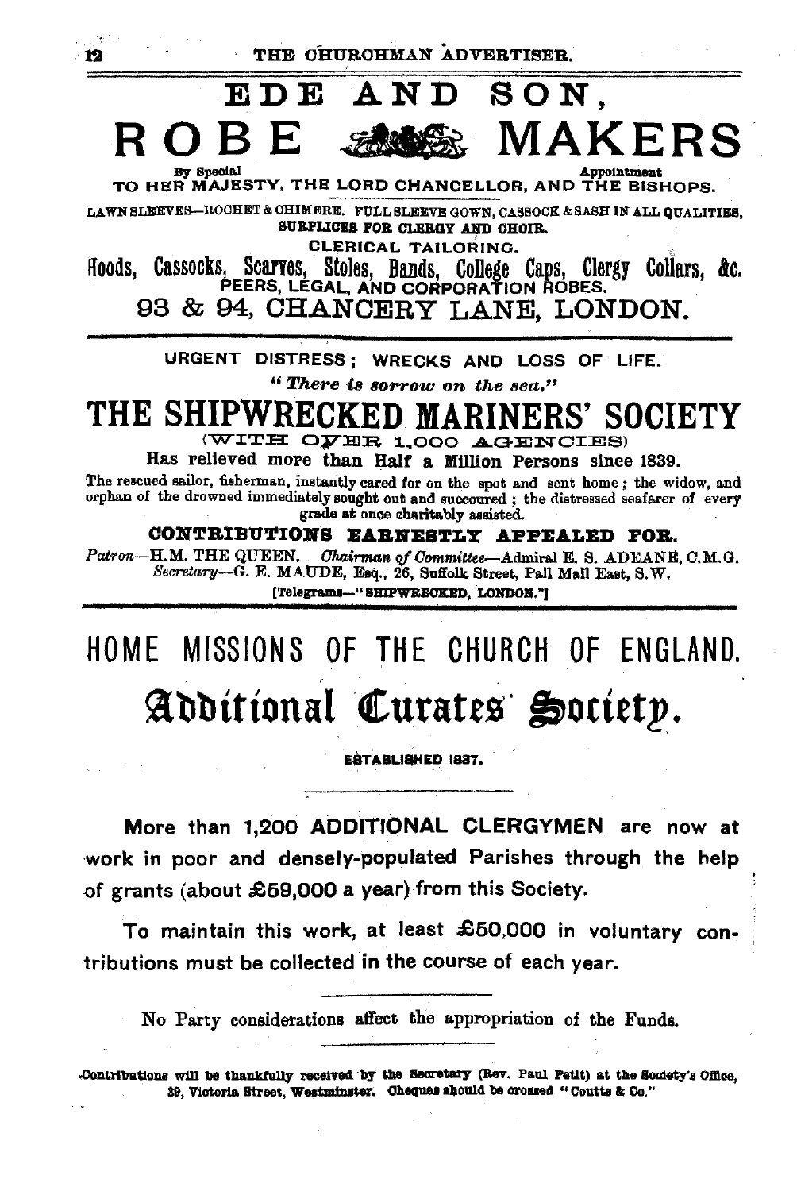# EDE AND SON,

# ROBE MAKERS

By Special Appointment
TO HER MAJESTY, THE LORD CHANCELLOR, AND THE BISHOPS.

LAWN SLEEVES—ROCHET & CHIMERE. FULL SLEEVE GOWN, CASSOCK & SASH IN ALL QUALITIES, SURPLICES FOR CLERGY AND CHOIR.

CLERICAL TAILORING.

**Hoods, Cassocks, Scarves, Stoles, Bands, College Caps, Clergy Collars, &c.**

PEERS, LEGAL, AND CORPORATION ROBES.

**93 & 94, CHANCERY LANE, LONDON.**

---

URGENT DISTRESS; WRECKS AND LOSS OF LIFE.

*"There is sorrow on the sea."*

# THE SHIPWRECKED MARINERS' SOCIETY

(WITH OVER 1,000 AGENCIES)

**Has relieved more than Half a Million Persons since 1839.**

The rescued sailor, fisherman, instantly cared for on the spot and sent home; the widow, and orphan of the drowned immediately sought out and succoured; the distressed seafarer of every grade at once charitably assisted.

**CONTRIBUTIONS EARNESTLY APPEALED FOR.**

*Patron*—H.M. THE QUEEN. *Chairman of Committee*—Admiral E. S. ADEANE, C.M.G.
*Secretary*—G. E. MAUDE, Esq., 26, Suffolk Street, Pall Mall East, S.W.

[Telegrams—"SHIPWRECKED, LONDON."]

---

# HOME MISSIONS OF THE CHURCH OF ENGLAND.

# Additional Curates' Society.

ESTABLISHED 1837.

More than 1,200 **ADDITIONAL CLERGYMEN** are now at work in poor and densely-populated Parishes through the help of grants (about £59,000 a year) from this Society.

To maintain this work, at least £50,000 in voluntary contributions must be collected in the course of each year.

No Party considerations affect the appropriation of the Funds.

Contributions will be thankfully received by the Secretary (Rev. Paul Petit) at the Society's Office, 39, Victoria Street, Westminster. Cheques should be crossed "Coutts & Co."